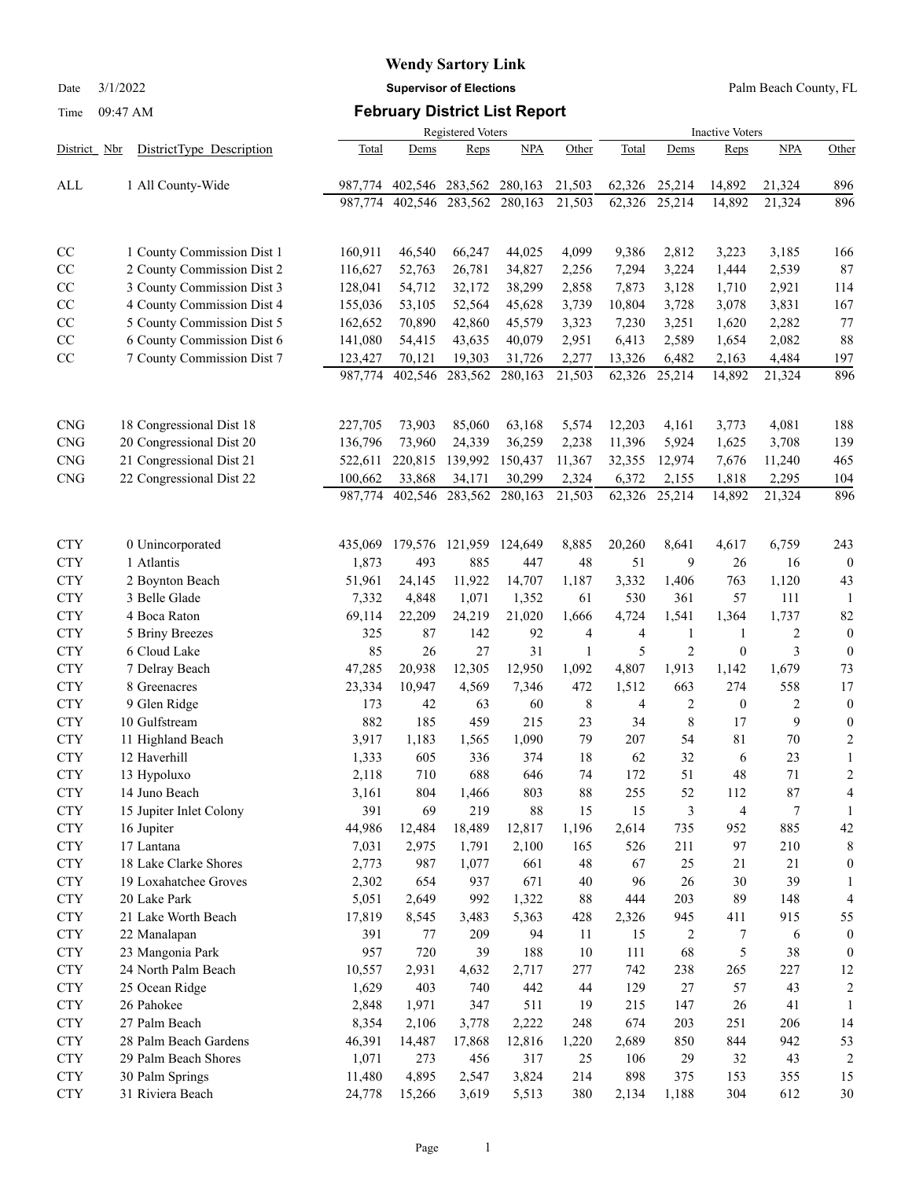# Wendy Sartory Link

Date 3/1/2022 **Supervisor of Elections** Palm Beach County, FL

Time 09:47 AM **February District List Report**

| District | Nbr | DistrictType Description | Registered Voters Total | Dems | Reps | NPA | Other | Inactive Voters Total | Dems | Reps | NPA | Other |
|---|---|---|---|---|---|---|---|---|---|---|---|---|
| ALL | 1 | All County-Wide | 987,774 | 402,546 | 283,562 | 280,163 | 21,503 | 62,326 | 25,214 | 14,892 | 21,324 | 896 |
| | | | 987,774 | 402,546 | 283,562 | 280,163 | 21,503 | 62,326 | 25,214 | 14,892 | 21,324 | 896 |
| CC | 1 | County Commission Dist 1 | 160,911 | 46,540 | 66,247 | 44,025 | 4,099 | 9,386 | 2,812 | 3,223 | 3,185 | 166 |
| CC | 2 | County Commission Dist 2 | 116,627 | 52,763 | 26,781 | 34,827 | 2,256 | 7,294 | 3,224 | 1,444 | 2,539 | 87 |
| CC | 3 | County Commission Dist 3 | 128,041 | 54,712 | 32,172 | 38,299 | 2,858 | 7,873 | 3,128 | 1,710 | 2,921 | 114 |
| CC | 4 | County Commission Dist 4 | 155,036 | 53,105 | 52,564 | 45,628 | 3,739 | 10,804 | 3,728 | 3,078 | 3,831 | 167 |
| CC | 5 | County Commission Dist 5 | 162,652 | 70,890 | 42,860 | 45,579 | 3,323 | 7,230 | 3,251 | 1,620 | 2,282 | 77 |
| CC | 6 | County Commission Dist 6 | 141,080 | 54,415 | 43,635 | 40,079 | 2,951 | 6,413 | 2,589 | 1,654 | 2,082 | 88 |
| CC | 7 | County Commission Dist 7 | 123,427 | 70,121 | 19,303 | 31,726 | 2,277 | 13,326 | 6,482 | 2,163 | 4,484 | 197 |
| | | | 987,774 | 402,546 | 283,562 | 280,163 | 21,503 | 62,326 | 25,214 | 14,892 | 21,324 | 896 |
| CNG | 18 | Congressional Dist 18 | 227,705 | 73,903 | 85,060 | 63,168 | 5,574 | 12,203 | 4,161 | 3,773 | 4,081 | 188 |
| CNG | 20 | Congressional Dist 20 | 136,796 | 73,960 | 24,339 | 36,259 | 2,238 | 11,396 | 5,924 | 1,625 | 3,708 | 139 |
| CNG | 21 | Congressional Dist 21 | 522,611 | 220,815 | 139,992 | 150,437 | 11,367 | 32,355 | 12,974 | 7,676 | 11,240 | 465 |
| CNG | 22 | Congressional Dist 22 | 100,662 | 33,868 | 34,171 | 30,299 | 2,324 | 6,372 | 2,155 | 1,818 | 2,295 | 104 |
| | | | 987,774 | 402,546 | 283,562 | 280,163 | 21,503 | 62,326 | 25,214 | 14,892 | 21,324 | 896 |
| CTY | 0 | Unincorporated | 435,069 | 179,576 | 121,959 | 124,649 | 8,885 | 20,260 | 8,641 | 4,617 | 6,759 | 243 |
| CTY | 1 | Atlantis | 1,873 | 493 | 885 | 447 | 48 | 51 | 9 | 26 | 16 | 0 |
| CTY | 2 | Boynton Beach | 51,961 | 24,145 | 11,922 | 14,707 | 1,187 | 3,332 | 1,406 | 763 | 1,120 | 43 |
| CTY | 3 | Belle Glade | 7,332 | 4,848 | 1,071 | 1,352 | 61 | 530 | 361 | 57 | 111 | 1 |
| CTY | 4 | Boca Raton | 69,114 | 22,209 | 24,219 | 21,020 | 1,666 | 4,724 | 1,541 | 1,364 | 1,737 | 82 |
| CTY | 5 | Briny Breezes | 325 | 87 | 142 | 92 | 4 | 4 | 1 | 1 | 2 | 0 |
| CTY | 6 | Cloud Lake | 85 | 26 | 27 | 31 | 1 | 5 | 2 | 0 | 3 | 0 |
| CTY | 7 | Delray Beach | 47,285 | 20,938 | 12,305 | 12,950 | 1,092 | 4,807 | 1,913 | 1,142 | 1,679 | 73 |
| CTY | 8 | Greenacres | 23,334 | 10,947 | 4,569 | 7,346 | 472 | 1,512 | 663 | 274 | 558 | 17 |
| CTY | 9 | Glen Ridge | 173 | 42 | 63 | 60 | 8 | 4 | 2 | 0 | 2 | 0 |
| CTY | 10 | Gulfstream | 882 | 185 | 459 | 215 | 23 | 34 | 8 | 17 | 9 | 0 |
| CTY | 11 | Highland Beach | 3,917 | 1,183 | 1,565 | 1,090 | 79 | 207 | 54 | 81 | 70 | 2 |
| CTY | 12 | Haverhill | 1,333 | 605 | 336 | 374 | 18 | 62 | 32 | 6 | 23 | 1 |
| CTY | 13 | Hypoluxo | 2,118 | 710 | 688 | 646 | 74 | 172 | 51 | 48 | 71 | 2 |
| CTY | 14 | Juno Beach | 3,161 | 804 | 1,466 | 803 | 88 | 255 | 52 | 112 | 87 | 4 |
| CTY | 15 | Jupiter Inlet Colony | 391 | 69 | 219 | 88 | 15 | 15 | 3 | 4 | 7 | 1 |
| CTY | 16 | Jupiter | 44,986 | 12,484 | 18,489 | 12,817 | 1,196 | 2,614 | 735 | 952 | 885 | 42 |
| CTY | 17 | Lantana | 7,031 | 2,975 | 1,791 | 2,100 | 165 | 526 | 211 | 97 | 210 | 8 |
| CTY | 18 | Lake Clarke Shores | 2,773 | 987 | 1,077 | 661 | 48 | 67 | 25 | 21 | 21 | 0 |
| CTY | 19 | Loxahatchee Groves | 2,302 | 654 | 937 | 671 | 40 | 96 | 26 | 30 | 39 | 1 |
| CTY | 20 | Lake Park | 5,051 | 2,649 | 992 | 1,322 | 88 | 444 | 203 | 89 | 148 | 4 |
| CTY | 21 | Lake Worth Beach | 17,819 | 8,545 | 3,483 | 5,363 | 428 | 2,326 | 945 | 411 | 915 | 55 |
| CTY | 22 | Manalapan | 391 | 77 | 209 | 94 | 11 | 15 | 2 | 7 | 6 | 0 |
| CTY | 23 | Mangonia Park | 957 | 720 | 39 | 188 | 10 | 111 | 68 | 5 | 38 | 0 |
| CTY | 24 | North Palm Beach | 10,557 | 2,931 | 4,632 | 2,717 | 277 | 742 | 238 | 265 | 227 | 12 |
| CTY | 25 | Ocean Ridge | 1,629 | 403 | 740 | 442 | 44 | 129 | 27 | 57 | 43 | 2 |
| CTY | 26 | Pahokee | 2,848 | 1,971 | 347 | 511 | 19 | 215 | 147 | 26 | 41 | 1 |
| CTY | 27 | Palm Beach | 8,354 | 2,106 | 3,778 | 2,222 | 248 | 674 | 203 | 251 | 206 | 14 |
| CTY | 28 | Palm Beach Gardens | 46,391 | 14,487 | 17,868 | 12,816 | 1,220 | 2,689 | 850 | 844 | 942 | 53 |
| CTY | 29 | Palm Beach Shores | 1,071 | 273 | 456 | 317 | 25 | 106 | 29 | 32 | 43 | 2 |
| CTY | 30 | Palm Springs | 11,480 | 4,895 | 2,547 | 3,824 | 214 | 898 | 375 | 153 | 355 | 15 |
| CTY | 31 | Riviera Beach | 24,778 | 15,266 | 3,619 | 5,513 | 380 | 2,134 | 1,188 | 304 | 612 | 30 |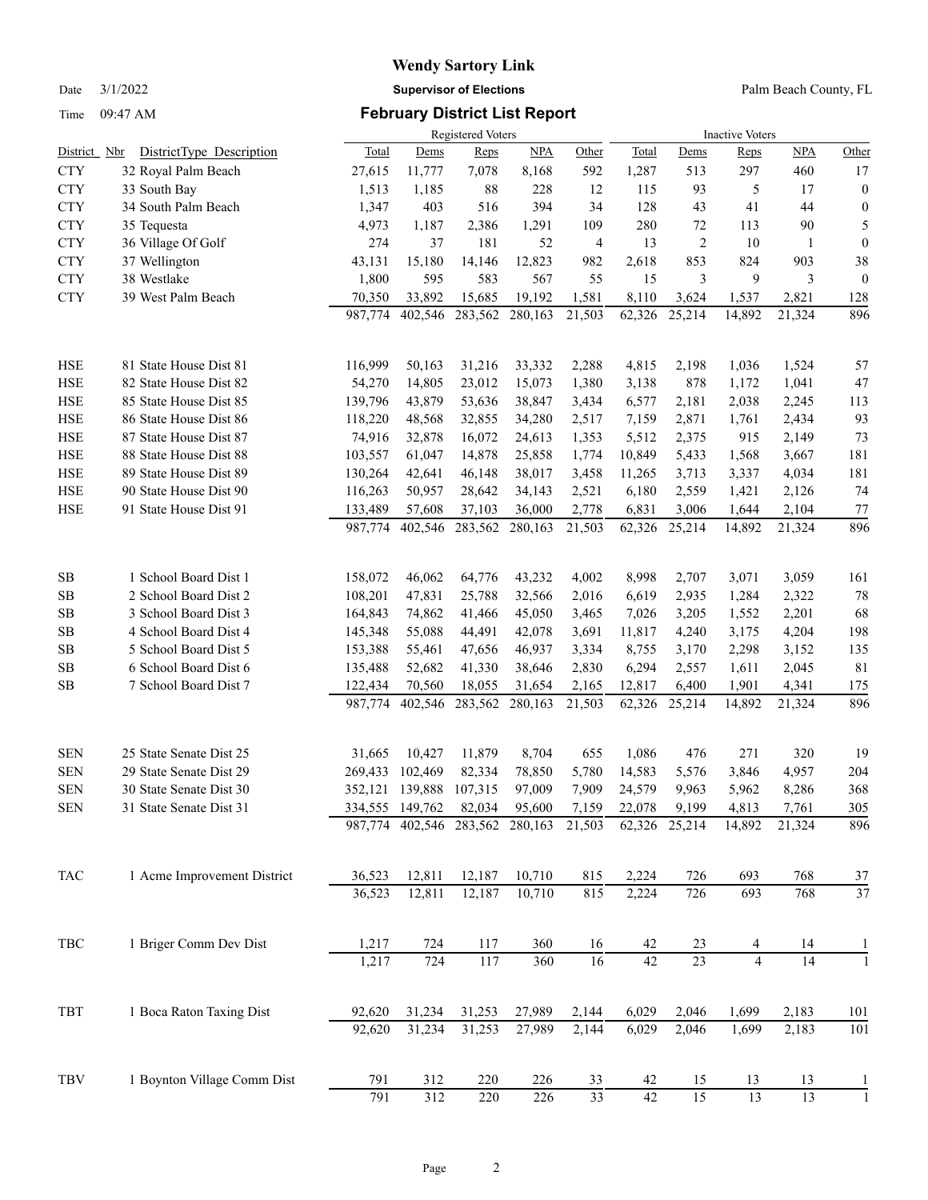**Wendy Sartory Link**

Date 3/1/2022 **Supervisor of Elections** Palm Beach County, FL

Time 09:47 AM **February District List Report**

| District | Nbr DistrictType Description | Registered Voters Total | Dems | Reps | NPA | Other | Inactive Voters Total | Dems | Reps | NPA | Other |
|---|---|---|---|---|---|---|---|---|---|---|---|
| CTY | 32 Royal Palm Beach | 27,615 | 11,777 | 7,078 | 8,168 | 592 | 1,287 | 513 | 297 | 460 | 17 |
| CTY | 33 South Bay | 1,513 | 1,185 | 88 | 228 | 12 | 115 | 93 | 5 | 17 | 0 |
| CTY | 34 South Palm Beach | 1,347 | 403 | 516 | 394 | 34 | 128 | 43 | 41 | 44 | 0 |
| CTY | 35 Tequesta | 4,973 | 1,187 | 2,386 | 1,291 | 109 | 280 | 72 | 113 | 90 | 5 |
| CTY | 36 Village Of Golf | 274 | 37 | 181 | 52 | 4 | 13 | 2 | 10 | 1 | 0 |
| CTY | 37 Wellington | 43,131 | 15,180 | 14,146 | 12,823 | 982 | 2,618 | 853 | 824 | 903 | 38 |
| CTY | 38 Westlake | 1,800 | 595 | 583 | 567 | 55 | 15 | 3 | 9 | 3 | 0 |
| CTY | 39 West Palm Beach | 70,350 | 33,892 | 15,685 | 19,192 | 1,581 | 8,110 | 3,624 | 1,537 | 2,821 | 128 |
| | | 987,774 | 402,546 | 283,562 | 280,163 | 21,503 | 62,326 | 25,214 | 14,892 | 21,324 | 896 |
| HSE | 81 State House Dist 81 | 116,999 | 50,163 | 31,216 | 33,332 | 2,288 | 4,815 | 2,198 | 1,036 | 1,524 | 57 |
| HSE | 82 State House Dist 82 | 54,270 | 14,805 | 23,012 | 15,073 | 1,380 | 3,138 | 878 | 1,172 | 1,041 | 47 |
| HSE | 85 State House Dist 85 | 139,796 | 43,879 | 53,636 | 38,847 | 3,434 | 6,577 | 2,181 | 2,038 | 2,245 | 113 |
| HSE | 86 State House Dist 86 | 118,220 | 48,568 | 32,855 | 34,280 | 2,517 | 7,159 | 2,871 | 1,761 | 2,434 | 93 |
| HSE | 87 State House Dist 87 | 74,916 | 32,878 | 16,072 | 24,613 | 1,353 | 5,512 | 2,375 | 915 | 2,149 | 73 |
| HSE | 88 State House Dist 88 | 103,557 | 61,047 | 14,878 | 25,858 | 1,774 | 10,849 | 5,433 | 1,568 | 3,667 | 181 |
| HSE | 89 State House Dist 89 | 130,264 | 42,641 | 46,148 | 38,017 | 3,458 | 11,265 | 3,713 | 3,337 | 4,034 | 181 |
| HSE | 90 State House Dist 90 | 116,263 | 50,957 | 28,642 | 34,143 | 2,521 | 6,180 | 2,559 | 1,421 | 2,126 | 74 |
| HSE | 91 State House Dist 91 | 133,489 | 57,608 | 37,103 | 36,000 | 2,778 | 6,831 | 3,006 | 1,644 | 2,104 | 77 |
| | | 987,774 | 402,546 | 283,562 | 280,163 | 21,503 | 62,326 | 25,214 | 14,892 | 21,324 | 896 |
| SB | 1 School Board Dist 1 | 158,072 | 46,062 | 64,776 | 43,232 | 4,002 | 8,998 | 2,707 | 3,071 | 3,059 | 161 |
| SB | 2 School Board Dist 2 | 108,201 | 47,831 | 25,788 | 32,566 | 2,016 | 6,619 | 2,935 | 1,284 | 2,322 | 78 |
| SB | 3 School Board Dist 3 | 164,843 | 74,862 | 41,466 | 45,050 | 3,465 | 7,026 | 3,205 | 1,552 | 2,201 | 68 |
| SB | 4 School Board Dist 4 | 145,348 | 55,088 | 44,491 | 42,078 | 3,691 | 11,817 | 4,240 | 3,175 | 4,204 | 198 |
| SB | 5 School Board Dist 5 | 153,388 | 55,461 | 47,656 | 46,937 | 3,334 | 8,755 | 3,170 | 2,298 | 3,152 | 135 |
| SB | 6 School Board Dist 6 | 135,488 | 52,682 | 41,330 | 38,646 | 2,830 | 6,294 | 2,557 | 1,611 | 2,045 | 81 |
| SB | 7 School Board Dist 7 | 122,434 | 70,560 | 18,055 | 31,654 | 2,165 | 12,817 | 6,400 | 1,901 | 4,341 | 175 |
| | | 987,774 | 402,546 | 283,562 | 280,163 | 21,503 | 62,326 | 25,214 | 14,892 | 21,324 | 896 |
| SEN | 25 State Senate Dist 25 | 31,665 | 10,427 | 11,879 | 8,704 | 655 | 1,086 | 476 | 271 | 320 | 19 |
| SEN | 29 State Senate Dist 29 | 269,433 | 102,469 | 82,334 | 78,850 | 5,780 | 14,583 | 5,576 | 3,846 | 4,957 | 204 |
| SEN | 30 State Senate Dist 30 | 352,121 | 139,888 | 107,315 | 97,009 | 7,909 | 24,579 | 9,963 | 5,962 | 8,286 | 368 |
| SEN | 31 State Senate Dist 31 | 334,555 | 149,762 | 82,034 | 95,600 | 7,159 | 22,078 | 9,199 | 4,813 | 7,761 | 305 |
| | | 987,774 | 402,546 | 283,562 | 280,163 | 21,503 | 62,326 | 25,214 | 14,892 | 21,324 | 896 |
| TAC | 1 Acme Improvement District | 36,523 | 12,811 | 12,187 | 10,710 | 815 | 2,224 | 726 | 693 | 768 | 37 |
| | | 36,523 | 12,811 | 12,187 | 10,710 | 815 | 2,224 | 726 | 693 | 768 | 37 |
| TBC | 1 Briger Comm Dev Dist | 1,217 | 724 | 117 | 360 | 16 | 42 | 23 | 4 | 14 | 1 |
| | | 1,217 | 724 | 117 | 360 | 16 | 42 | 23 | 4 | 14 | 1 |
| TBT | 1 Boca Raton Taxing Dist | 92,620 | 31,234 | 31,253 | 27,989 | 2,144 | 6,029 | 2,046 | 1,699 | 2,183 | 101 |
| | | 92,620 | 31,234 | 31,253 | 27,989 | 2,144 | 6,029 | 2,046 | 1,699 | 2,183 | 101 |
| TBV | 1 Boynton Village Comm Dist | 791 | 312 | 220 | 226 | 33 | 42 | 15 | 13 | 13 | 1 |
| | | 791 | 312 | 220 | 226 | 33 | 42 | 15 | 13 | 13 | 1 |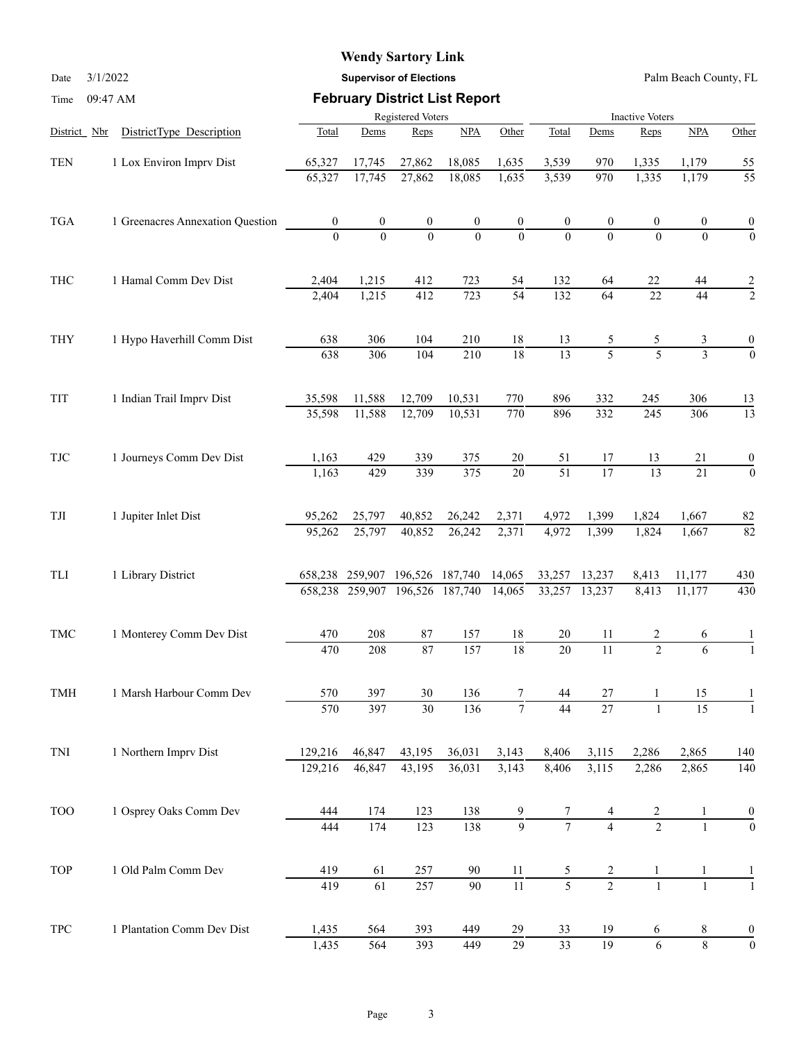**Wendy Sartory Link**

Date 3/1/2022 **Supervisor of Elections** Palm Beach County, FL

Time 09:47 AM

## February District List Report

| District Nbr | DistrictType Description | Registered Voters Total | Dems | Reps | NPA | Other | Inactive Voters Total | Dems | Reps | NPA | Other |
|---|---|---|---|---|---|---|---|---|---|---|---|
| TEN | 1 Lox Environ Imprv Dist | 65,327 | 17,745 | 27,862 | 18,085 | 1,635 | 3,539 | 970 | 1,335 | 1,179 | 55 |
| | | 65,327 | 17,745 | 27,862 | 18,085 | 1,635 | 3,539 | 970 | 1,335 | 1,179 | 55 |
| TGA | 1 Greenacres Annexation Question | 0 | 0 | 0 | 0 | 0 | 0 | 0 | 0 | 0 | 0 |
| | | 0 | 0 | 0 | 0 | 0 | 0 | 0 | 0 | 0 | 0 |
| THC | 1 Hamal Comm Dev Dist | 2,404 | 1,215 | 412 | 723 | 54 | 132 | 64 | 22 | 44 | 2 |
| | | 2,404 | 1,215 | 412 | 723 | 54 | 132 | 64 | 22 | 44 | 2 |
| THY | 1 Hypo Haverhill Comm Dist | 638 | 306 | 104 | 210 | 18 | 13 | 5 | 5 | 3 | 0 |
| | | 638 | 306 | 104 | 210 | 18 | 13 | 5 | 5 | 3 | 0 |
| TIT | 1 Indian Trail Imprv Dist | 35,598 | 11,588 | 12,709 | 10,531 | 770 | 896 | 332 | 245 | 306 | 13 |
| | | 35,598 | 11,588 | 12,709 | 10,531 | 770 | 896 | 332 | 245 | 306 | 13 |
| TJC | 1 Journeys Comm Dev Dist | 1,163 | 429 | 339 | 375 | 20 | 51 | 17 | 13 | 21 | 0 |
| | | 1,163 | 429 | 339 | 375 | 20 | 51 | 17 | 13 | 21 | 0 |
| TJI | 1 Jupiter Inlet Dist | 95,262 | 25,797 | 40,852 | 26,242 | 2,371 | 4,972 | 1,399 | 1,824 | 1,667 | 82 |
| | | 95,262 | 25,797 | 40,852 | 26,242 | 2,371 | 4,972 | 1,399 | 1,824 | 1,667 | 82 |
| TLI | 1 Library District | 658,238 | 259,907 | 196,526 | 187,740 | 14,065 | 33,257 | 13,237 | 8,413 | 11,177 | 430 |
| | | 658,238 | 259,907 | 196,526 | 187,740 | 14,065 | 33,257 | 13,237 | 8,413 | 11,177 | 430 |
| TMC | 1 Monterey Comm Dev Dist | 470 | 208 | 87 | 157 | 18 | 20 | 11 | 2 | 6 | 1 |
| | | 470 | 208 | 87 | 157 | 18 | 20 | 11 | 2 | 6 | 1 |
| TMH | 1 Marsh Harbour Comm Dev | 570 | 397 | 30 | 136 | 7 | 44 | 27 | 1 | 15 | 1 |
| | | 570 | 397 | 30 | 136 | 7 | 44 | 27 | 1 | 15 | 1 |
| TNI | 1 Northern Imprv Dist | 129,216 | 46,847 | 43,195 | 36,031 | 3,143 | 8,406 | 3,115 | 2,286 | 2,865 | 140 |
| | | 129,216 | 46,847 | 43,195 | 36,031 | 3,143 | 8,406 | 3,115 | 2,286 | 2,865 | 140 |
| TOO | 1 Osprey Oaks Comm Dev | 444 | 174 | 123 | 138 | 9 | 7 | 4 | 2 | 1 | 0 |
| | | 444 | 174 | 123 | 138 | 9 | 7 | 4 | 2 | 1 | 0 |
| TOP | 1 Old Palm Comm Dev | 419 | 61 | 257 | 90 | 11 | 5 | 2 | 1 | 1 | 1 |
| | | 419 | 61 | 257 | 90 | 11 | 5 | 2 | 1 | 1 | 1 |
| TPC | 1 Plantation Comm Dev Dist | 1,435 | 564 | 393 | 449 | 29 | 33 | 19 | 6 | 8 | 0 |
| | | 1,435 | 564 | 393 | 449 | 29 | 33 | 19 | 6 | 8 | 0 |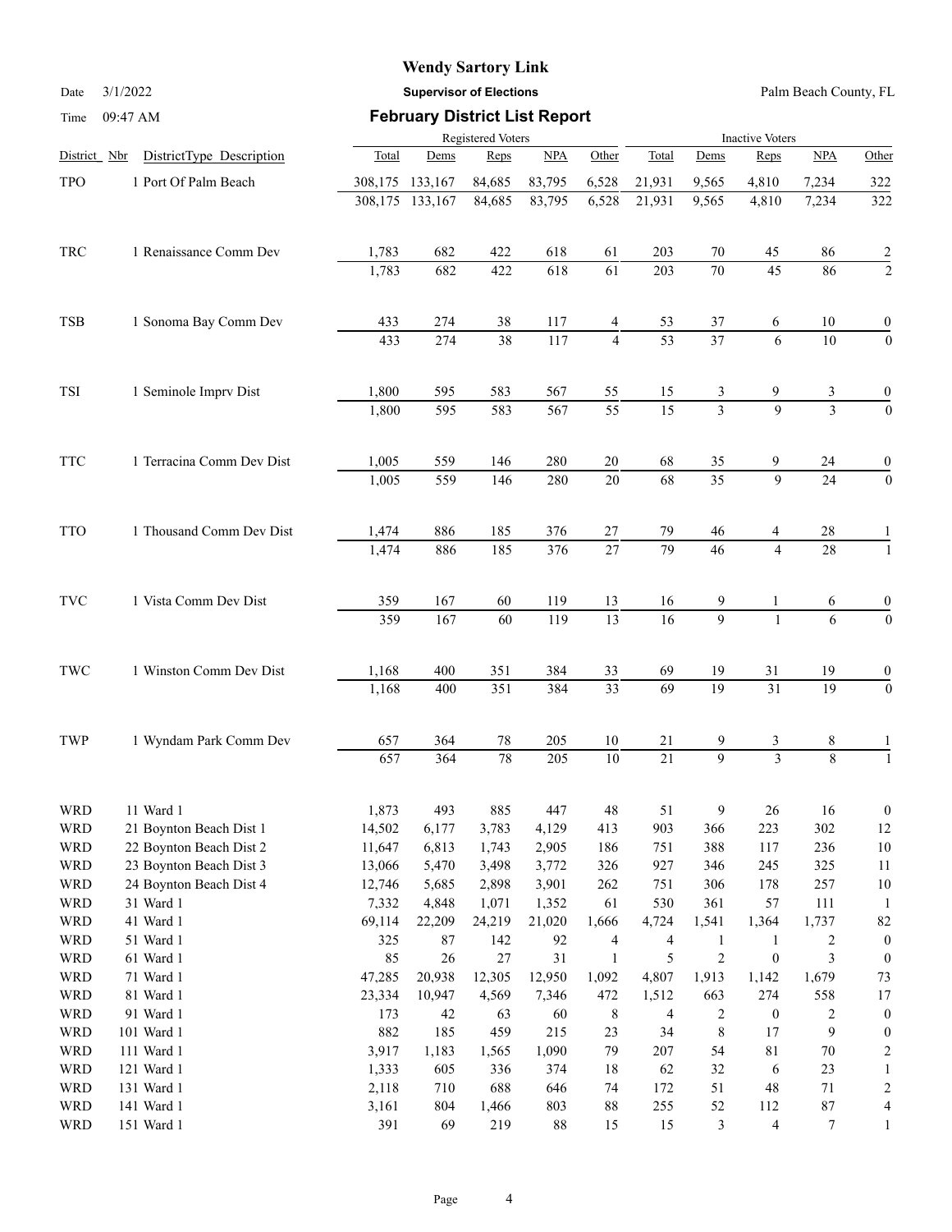**Wendy Sartory Link**

**Supervisor of Elections**

Palm Beach County, FL

Date 3/1/2022

Time 09:47 AM

## February District List Report

| District | Nbr | DistrictType Description | Registered Voters Total | Dems | Reps | NPA | Other | Inactive Voters Total | Dems | Reps | NPA | Other |
|---|---|---|---|---|---|---|---|---|---|---|---|---|
| TPO | 1 | Port Of Palm Beach | 308,175 | 133,167 | 84,685 | 83,795 | 6,528 | 21,931 | 9,565 | 4,810 | 7,234 | 322 |
| | | | 308,175 | 133,167 | 84,685 | 83,795 | 6,528 | 21,931 | 9,565 | 4,810 | 7,234 | 322 |
| TRC | 1 | Renaissance Comm Dev | 1,783 | 682 | 422 | 618 | 61 | 203 | 70 | 45 | 86 | 2 |
| | | | 1,783 | 682 | 422 | 618 | 61 | 203 | 70 | 45 | 86 | 2 |
| TSB | 1 | Sonoma Bay Comm Dev | 433 | 274 | 38 | 117 | 4 | 53 | 37 | 6 | 10 | 0 |
| | | | 433 | 274 | 38 | 117 | 4 | 53 | 37 | 6 | 10 | 0 |
| TSI | 1 | Seminole Imprv Dist | 1,800 | 595 | 583 | 567 | 55 | 15 | 3 | 9 | 3 | 0 |
| | | | 1,800 | 595 | 583 | 567 | 55 | 15 | 3 | 9 | 3 | 0 |
| TTC | 1 | Terracina Comm Dev Dist | 1,005 | 559 | 146 | 280 | 20 | 68 | 35 | 9 | 24 | 0 |
| | | | 1,005 | 559 | 146 | 280 | 20 | 68 | 35 | 9 | 24 | 0 |
| TTO | 1 | Thousand Comm Dev Dist | 1,474 | 886 | 185 | 376 | 27 | 79 | 46 | 4 | 28 | 1 |
| | | | 1,474 | 886 | 185 | 376 | 27 | 79 | 46 | 4 | 28 | 1 |
| TVC | 1 | Vista Comm Dev Dist | 359 | 167 | 60 | 119 | 13 | 16 | 9 | 1 | 6 | 0 |
| | | | 359 | 167 | 60 | 119 | 13 | 16 | 9 | 1 | 6 | 0 |
| TWC | 1 | Winston Comm Dev Dist | 1,168 | 400 | 351 | 384 | 33 | 69 | 19 | 31 | 19 | 0 |
| | | | 1,168 | 400 | 351 | 384 | 33 | 69 | 19 | 31 | 19 | 0 |
| TWP | 1 | Wyndam Park Comm Dev | 657 | 364 | 78 | 205 | 10 | 21 | 9 | 3 | 8 | 1 |
| | | | 657 | 364 | 78 | 205 | 10 | 21 | 9 | 3 | 8 | 1 |
| WRD | 11 | Ward 1 | 1,873 | 493 | 885 | 447 | 48 | 51 | 9 | 26 | 16 | 0 |
| WRD | 21 | Boynton Beach Dist 1 | 14,502 | 6,177 | 3,783 | 4,129 | 413 | 903 | 366 | 223 | 302 | 12 |
| WRD | 22 | Boynton Beach Dist 2 | 11,647 | 6,813 | 1,743 | 2,905 | 186 | 751 | 388 | 117 | 236 | 10 |
| WRD | 23 | Boynton Beach Dist 3 | 13,066 | 5,470 | 3,498 | 3,772 | 326 | 927 | 346 | 245 | 325 | 11 |
| WRD | 24 | Boynton Beach Dist 4 | 12,746 | 5,685 | 2,898 | 3,901 | 262 | 751 | 306 | 178 | 257 | 10 |
| WRD | 31 | Ward 1 | 7,332 | 4,848 | 1,071 | 1,352 | 61 | 530 | 361 | 57 | 111 | 1 |
| WRD | 41 | Ward 1 | 69,114 | 22,209 | 24,219 | 21,020 | 1,666 | 4,724 | 1,541 | 1,364 | 1,737 | 82 |
| WRD | 51 | Ward 1 | 325 | 87 | 142 | 92 | 4 | 4 | 1 | 1 | 2 | 0 |
| WRD | 61 | Ward 1 | 85 | 26 | 27 | 31 | 1 | 5 | 2 | 0 | 3 | 0 |
| WRD | 71 | Ward 1 | 47,285 | 20,938 | 12,305 | 12,950 | 1,092 | 4,807 | 1,913 | 1,142 | 1,679 | 73 |
| WRD | 81 | Ward 1 | 23,334 | 10,947 | 4,569 | 7,346 | 472 | 1,512 | 663 | 274 | 558 | 17 |
| WRD | 91 | Ward 1 | 173 | 42 | 63 | 60 | 8 | 4 | 2 | 0 | 2 | 0 |
| WRD | 101 | Ward 1 | 882 | 185 | 459 | 215 | 23 | 34 | 8 | 17 | 9 | 0 |
| WRD | 111 | Ward 1 | 3,917 | 1,183 | 1,565 | 1,090 | 79 | 207 | 54 | 81 | 70 | 2 |
| WRD | 121 | Ward 1 | 1,333 | 605 | 336 | 374 | 18 | 62 | 32 | 6 | 23 | 1 |
| WRD | 131 | Ward 1 | 2,118 | 710 | 688 | 646 | 74 | 172 | 51 | 48 | 71 | 2 |
| WRD | 141 | Ward 1 | 3,161 | 804 | 1,466 | 803 | 88 | 255 | 52 | 112 | 87 | 4 |
| WRD | 151 | Ward 1 | 391 | 69 | 219 | 88 | 15 | 15 | 3 | 4 | 7 | 1 |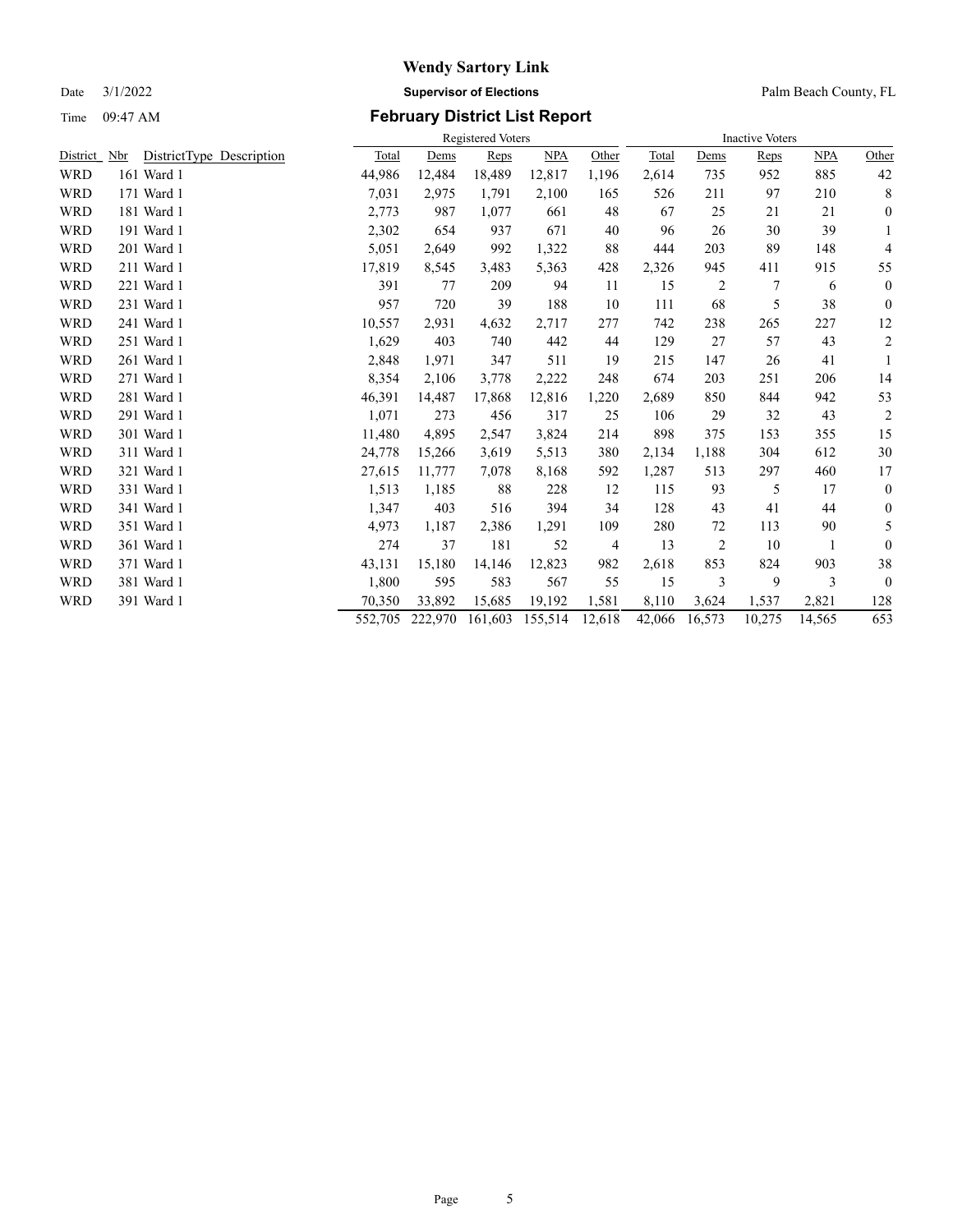**Wendy Sartory Link**

Date 3/1/2022 **Supervisor of Elections** Palm Beach County, FL

Time 09:47 AM **February District List Report**

| | | | Registered Voters | | | | | Inactive Voters | | | | |
|---|---|---|---|---|---|---|---|---|---|---|---|---|
| District | Nbr | DistrictType Description | Total | Dems | Reps | NPA | Other | Total | Dems | Reps | NPA | Other |
| WRD | 161 | Ward 1 | 44,986 | 12,484 | 18,489 | 12,817 | 1,196 | 2,614 | 735 | 952 | 885 | 42 |
| WRD | 171 | Ward 1 | 7,031 | 2,975 | 1,791 | 2,100 | 165 | 526 | 211 | 97 | 210 | 8 |
| WRD | 181 | Ward 1 | 2,773 | 987 | 1,077 | 661 | 48 | 67 | 25 | 21 | 21 | 0 |
| WRD | 191 | Ward 1 | 2,302 | 654 | 937 | 671 | 40 | 96 | 26 | 30 | 39 | 1 |
| WRD | 201 | Ward 1 | 5,051 | 2,649 | 992 | 1,322 | 88 | 444 | 203 | 89 | 148 | 4 |
| WRD | 211 | Ward 1 | 17,819 | 8,545 | 3,483 | 5,363 | 428 | 2,326 | 945 | 411 | 915 | 55 |
| WRD | 221 | Ward 1 | 391 | 77 | 209 | 94 | 11 | 15 | 2 | 7 | 6 | 0 |
| WRD | 231 | Ward 1 | 957 | 720 | 39 | 188 | 10 | 111 | 68 | 5 | 38 | 0 |
| WRD | 241 | Ward 1 | 10,557 | 2,931 | 4,632 | 2,717 | 277 | 742 | 238 | 265 | 227 | 12 |
| WRD | 251 | Ward 1 | 1,629 | 403 | 740 | 442 | 44 | 129 | 27 | 57 | 43 | 2 |
| WRD | 261 | Ward 1 | 2,848 | 1,971 | 347 | 511 | 19 | 215 | 147 | 26 | 41 | 1 |
| WRD | 271 | Ward 1 | 8,354 | 2,106 | 3,778 | 2,222 | 248 | 674 | 203 | 251 | 206 | 14 |
| WRD | 281 | Ward 1 | 46,391 | 14,487 | 17,868 | 12,816 | 1,220 | 2,689 | 850 | 844 | 942 | 53 |
| WRD | 291 | Ward 1 | 1,071 | 273 | 456 | 317 | 25 | 106 | 29 | 32 | 43 | 2 |
| WRD | 301 | Ward 1 | 11,480 | 4,895 | 2,547 | 3,824 | 214 | 898 | 375 | 153 | 355 | 15 |
| WRD | 311 | Ward 1 | 24,778 | 15,266 | 3,619 | 5,513 | 380 | 2,134 | 1,188 | 304 | 612 | 30 |
| WRD | 321 | Ward 1 | 27,615 | 11,777 | 7,078 | 8,168 | 592 | 1,287 | 513 | 297 | 460 | 17 |
| WRD | 331 | Ward 1 | 1,513 | 1,185 | 88 | 228 | 12 | 115 | 93 | 5 | 17 | 0 |
| WRD | 341 | Ward 1 | 1,347 | 403 | 516 | 394 | 34 | 128 | 43 | 41 | 44 | 0 |
| WRD | 351 | Ward 1 | 4,973 | 1,187 | 2,386 | 1,291 | 109 | 280 | 72 | 113 | 90 | 5 |
| WRD | 361 | Ward 1 | 274 | 37 | 181 | 52 | 4 | 13 | 2 | 10 | 1 | 0 |
| WRD | 371 | Ward 1 | 43,131 | 15,180 | 14,146 | 12,823 | 982 | 2,618 | 853 | 824 | 903 | 38 |
| WRD | 381 | Ward 1 | 1,800 | 595 | 583 | 567 | 55 | 15 | 3 | 9 | 3 | 0 |
| WRD | 391 | Ward 1 | 70,350 | 33,892 | 15,685 | 19,192 | 1,581 | 8,110 | 3,624 | 1,537 | 2,821 | 128 |
| | | | 552,705 | 222,970 | 161,603 | 155,514 | 12,618 | 42,066 | 16,573 | 10,275 | 14,565 | 653 |